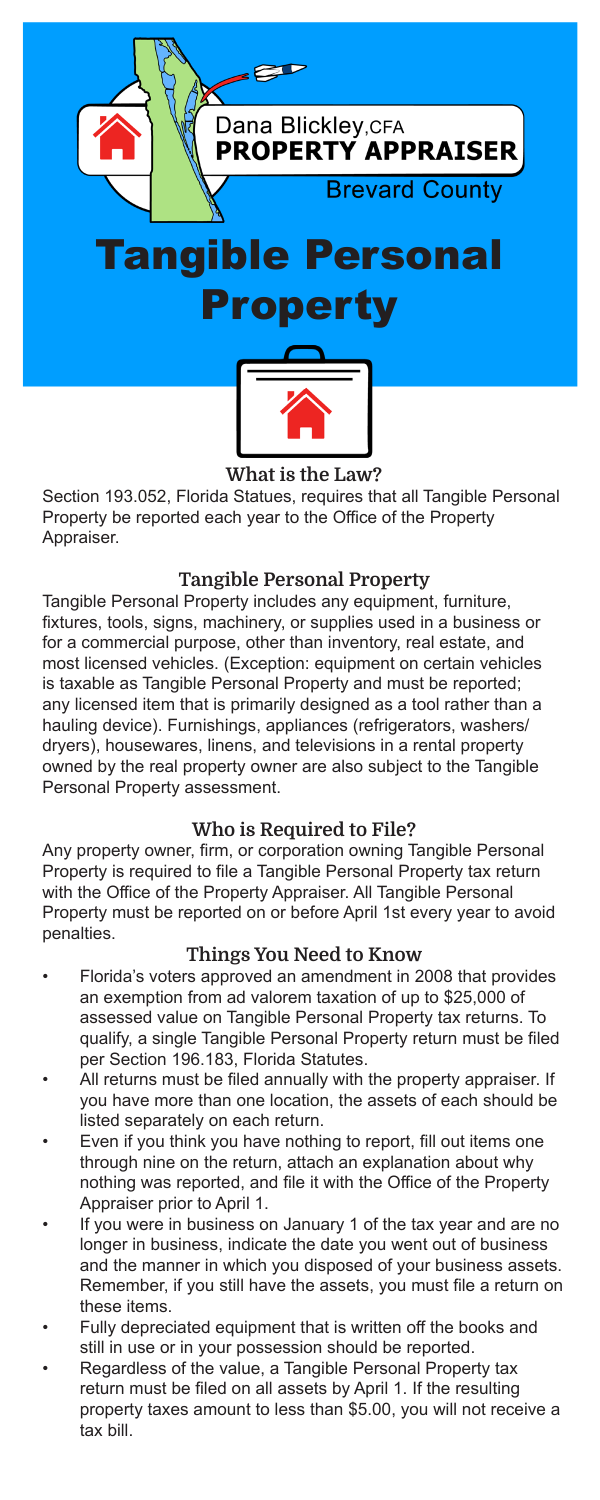Dana Blickley, CFA
**PROPERTY APPRAISER**
Brevard County

# Tangible Personal Property

## What is the Law?

Section 193.052, Florida Statues, requires that all Tangible Personal Property be reported each year to the Office of the Property Appraiser.

## Tangible Personal Property

Tangible Personal Property includes any equipment, furniture, fixtures, tools, signs, machinery, or supplies used in a business or for a commercial purpose, other than inventory, real estate, and most licensed vehicles. (Exception: equipment on certain vehicles is taxable as Tangible Personal Property and must be reported; any licensed item that is primarily designed as a tool rather than a hauling device). Furnishings, appliances (refrigerators, washers/dryers), housewares, linens, and televisions in a rental property owned by the real property owner are also subject to the Tangible Personal Property assessment.

## Who is Required to File?

Any property owner, firm, or corporation owning Tangible Personal Property is required to file a Tangible Personal Property tax return with the Office of the Property Appraiser. All Tangible Personal Property must be reported on or before April 1st every year to avoid penalties.

## Things You Need to Know

- Florida's voters approved an amendment in 2008 that provides an exemption from ad valorem taxation of up to $25,000 of assessed value on Tangible Personal Property tax returns. To qualify, a single Tangible Personal Property return must be filed per Section 196.183, Florida Statutes.
- All returns must be filed annually with the property appraiser. If you have more than one location, the assets of each should be listed separately on each return.
- Even if you think you have nothing to report, fill out items one through nine on the return, attach an explanation about why nothing was reported, and file it with the Office of the Property Appraiser prior to April 1.
- If you were in business on January 1 of the tax year and are no longer in business, indicate the date you went out of business and the manner in which you disposed of your business assets. Remember, if you still have the assets, you must file a return on these items.
- Fully depreciated equipment that is written off the books and still in use or in your possession should be reported.
- Regardless of the value, a Tangible Personal Property tax return must be filed on all assets by April 1. If the resulting property taxes amount to less than $5.00, you will not receive a tax bill.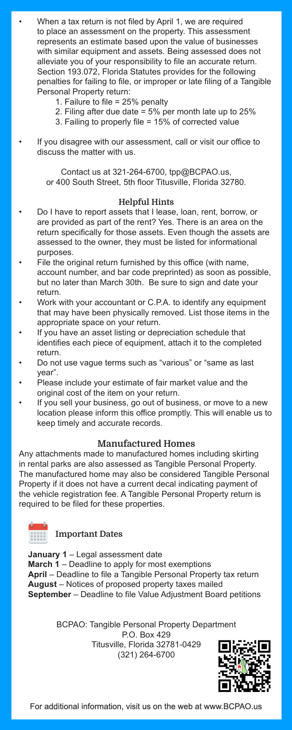- When a tax return is not filed by April 1, we are required to place an assessment on the property. This assessment represents an estimate based upon the value of businesses with similar equipment and assets. Being assessed does not alleviate you of your responsibility to file an accurate return. Section 193.072, Florida Statutes provides for the following penalties for failing to file, or improper or late filing of a Tangible Personal Property return:
    1. Failure to file = 25% penalty
    2. Filing after due date = 5% per month late up to 25%
    3. Failing to properly file = 15% of corrected value
- If you disagree with our assessment, call or visit our office to discuss the matter with us.

Contact us at 321-264-6700, tpp@BCPAO.us, or 400 South Street, 5th floor Titusville, Florida 32780.

## Helpful Hints

- Do I have to report assets that I lease, loan, rent, borrow, or are provided as part of the rent? Yes. There is an area on the return specifically for those assets. Even though the assets are assessed to the owner, they must be listed for informational purposes.
- File the original return furnished by this office (with name, account number, and bar code preprinted) as soon as possible, but no later than March 30th. Be sure to sign and date your return.
- Work with your accountant or C.P.A. to identify any equipment that may have been physically removed. List those items in the appropriate space on your return.
- If you have an asset listing or depreciation schedule that identifies each piece of equipment, attach it to the completed return.
- Do not use vague terms such as "various" or "same as last year".
- Please include your estimate of fair market value and the original cost of the item on your return.
- If you sell your business, go out of business, or move to a new location please inform this office promptly. This will enable us to keep timely and accurate records.

## Manufactured Homes

Any attachments made to manufactured homes including skirting in rental parks are also assessed as Tangible Personal Property. The manufactured home may also be considered Tangible Personal Property if it does not have a current decal indicating payment of the vehicle registration fee. A Tangible Personal Property return is required to be filed for these properties.

## Important Dates

**January 1** – Legal assessment date
**March 1** – Deadline to apply for most exemptions
**April** – Deadline to file a Tangible Personal Property tax return
**August** – Notices of proposed property taxes mailed
**September** – Deadline to file Value Adjustment Board petitions

BCPAO: Tangible Personal Property Department
P.O. Box 429
Titusville, Florida 32781-0429
(321) 264-6700

For additional information, visit us on the web at www.BCPAO.us